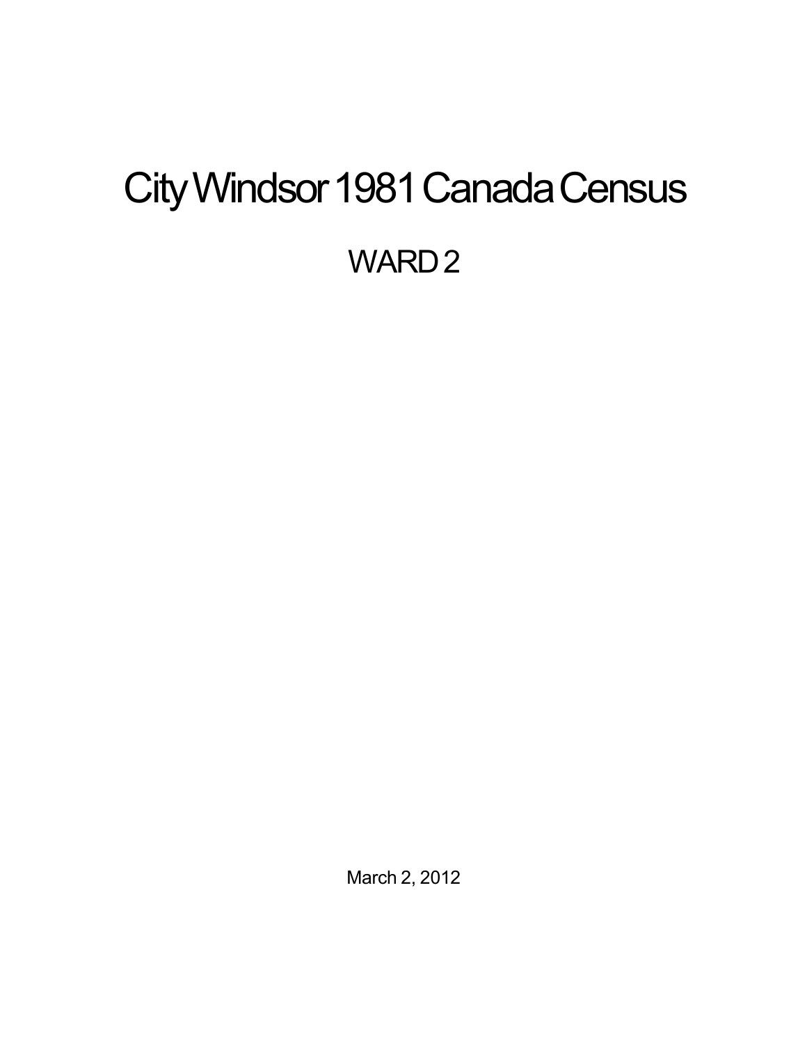# City Windsor 1981 Canada Census

## WARD 2

March 2, 2012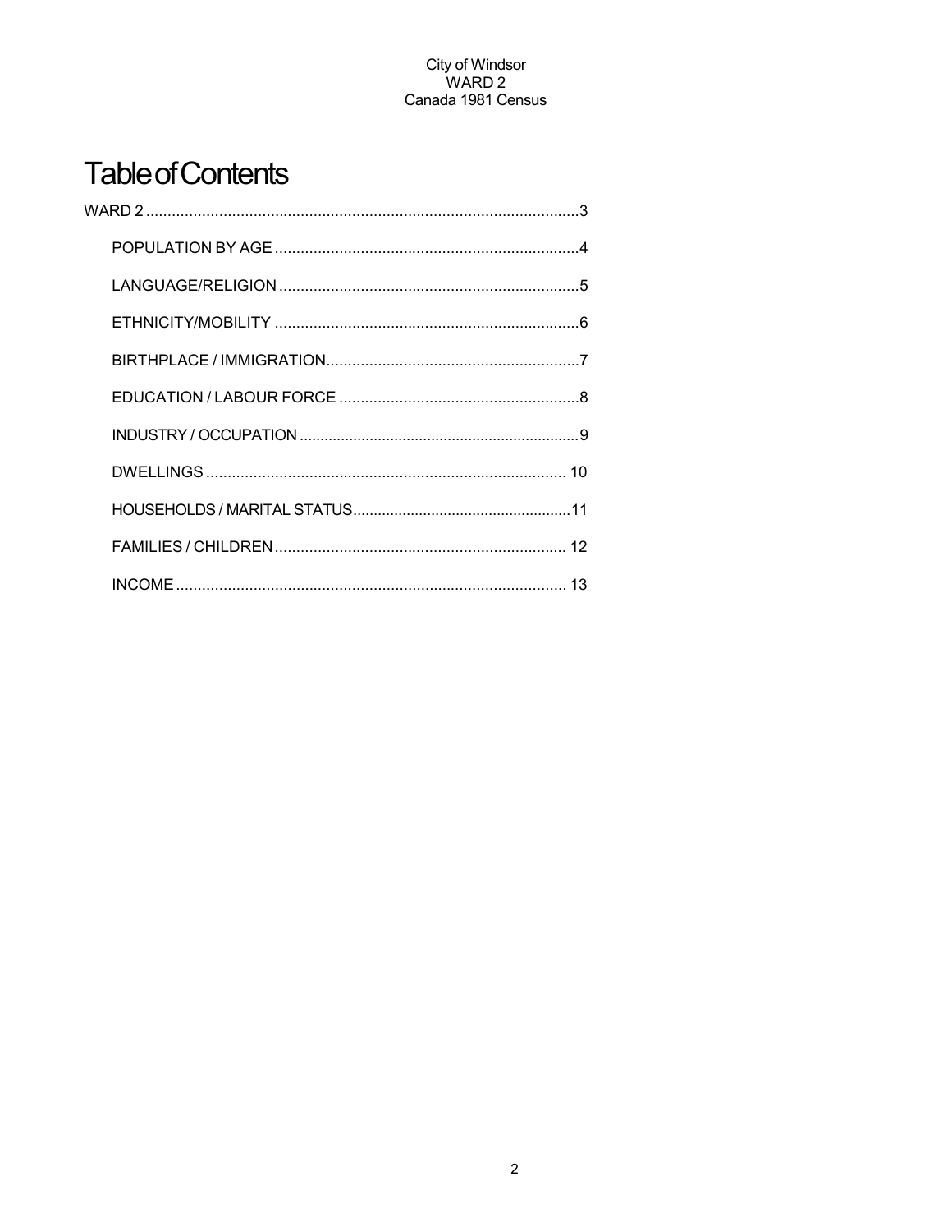# Table of Contents

WARD 2 .....................................................................................................3

- POPULATION BY AGE .......................................................................4
- LANGUAGE/RELIGION .......................................................................5
- ETHNICITY/MOBILITY .......................................................................6
- BIRTHPLACE / IMMIGRATION...........................................................7
- EDUCATION / LABOUR FORCE ........................................................8
- INDUSTRY / OCCUPATION ..................................................................9
- DWELLINGS ................................................................................... 10
- HOUSEHOLDS / MARITAL STATUS....................................................11
- FAMILIES / CHILDREN .................................................................... 12
- INCOME ........................................................................................... 13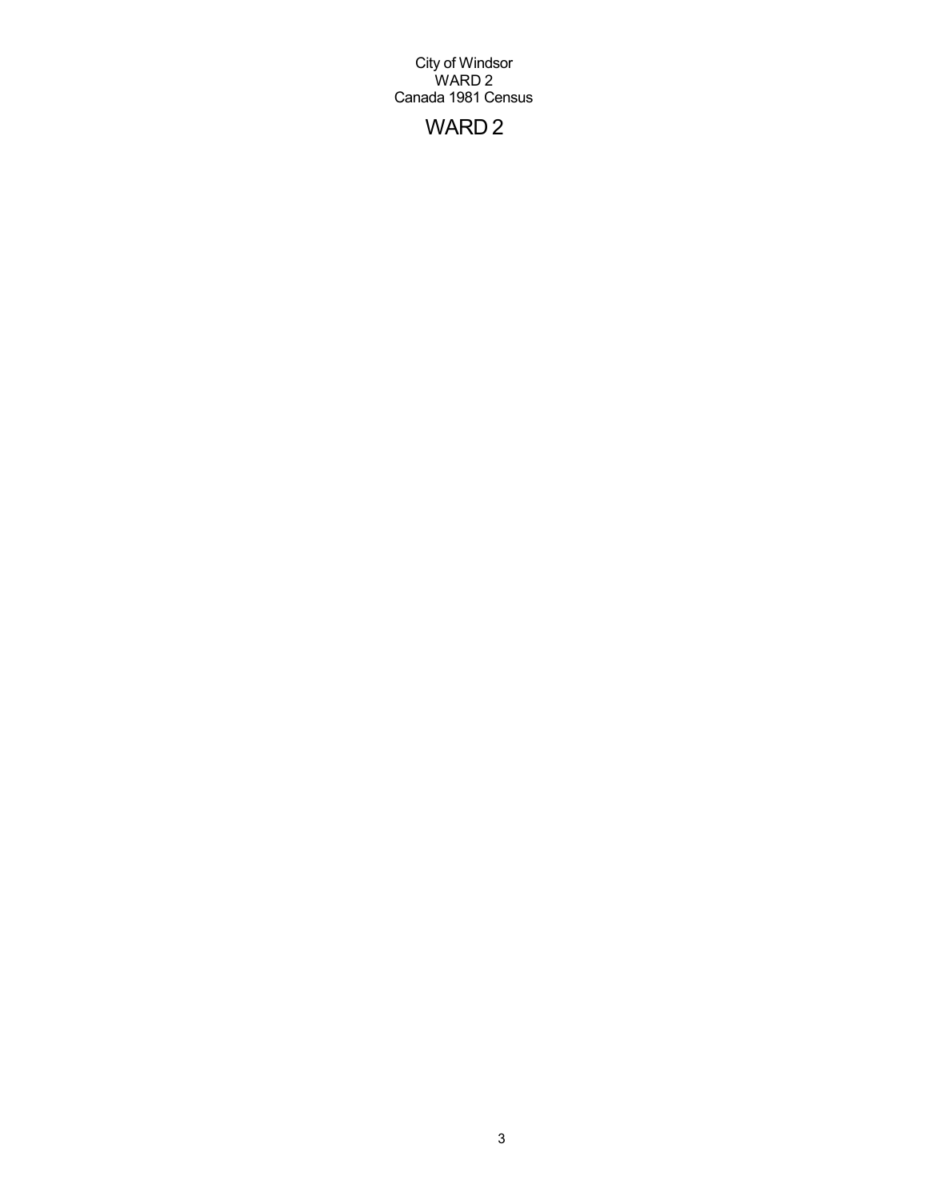City of Windsor
WARD 2
Canada 1981 Census

# WARD 2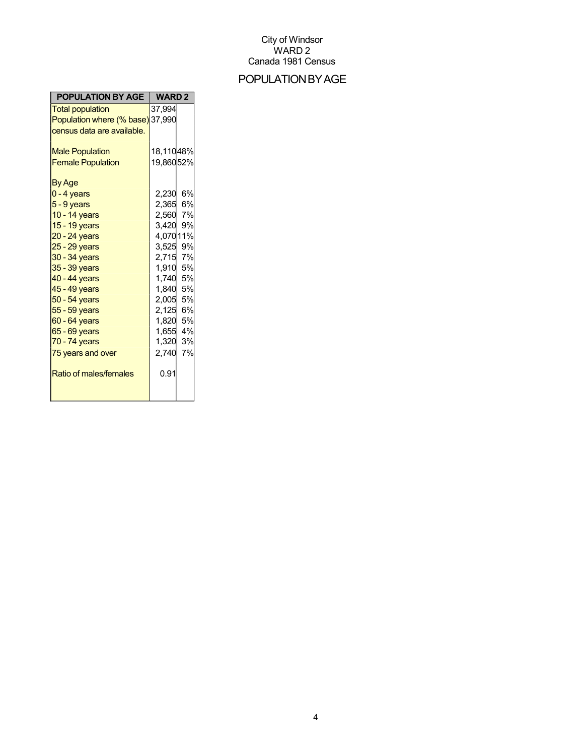City of Windsor
WARD 2
Canada 1981 Census

# POPULATION BY AGE

| POPULATION BY AGE | WARD 2 | |
|---|---|---|
| Total population | 37,994 | |
| Population where (% base) census data are available. | 37,990 | |
| | | |
| Male Population | 18,110 | 48% |
| Female Population | 19,860 | 52% |
| | | |
| By Age | | |
| 0 - 4 years | 2,230 | 6% |
| 5 - 9 years | 2,365 | 6% |
| 10 - 14 years | 2,560 | 7% |
| 15 - 19 years | 3,420 | 9% |
| 20 - 24 years | 4,070 | 11% |
| 25 - 29 years | 3,525 | 9% |
| 30 - 34 years | 2,715 | 7% |
| 35 - 39 years | 1,910 | 5% |
| 40 - 44 years | 1,740 | 5% |
| 45 - 49 years | 1,840 | 5% |
| 50 - 54 years | 2,005 | 5% |
| 55 - 59 years | 2,125 | 6% |
| 60 - 64 years | 1,820 | 5% |
| 65 - 69 years | 1,655 | 4% |
| 70 - 74 years | 1,320 | 3% |
| 75 years and over | 2,740 | 7% |
| | | |
| Ratio of males/females | 0.91 | |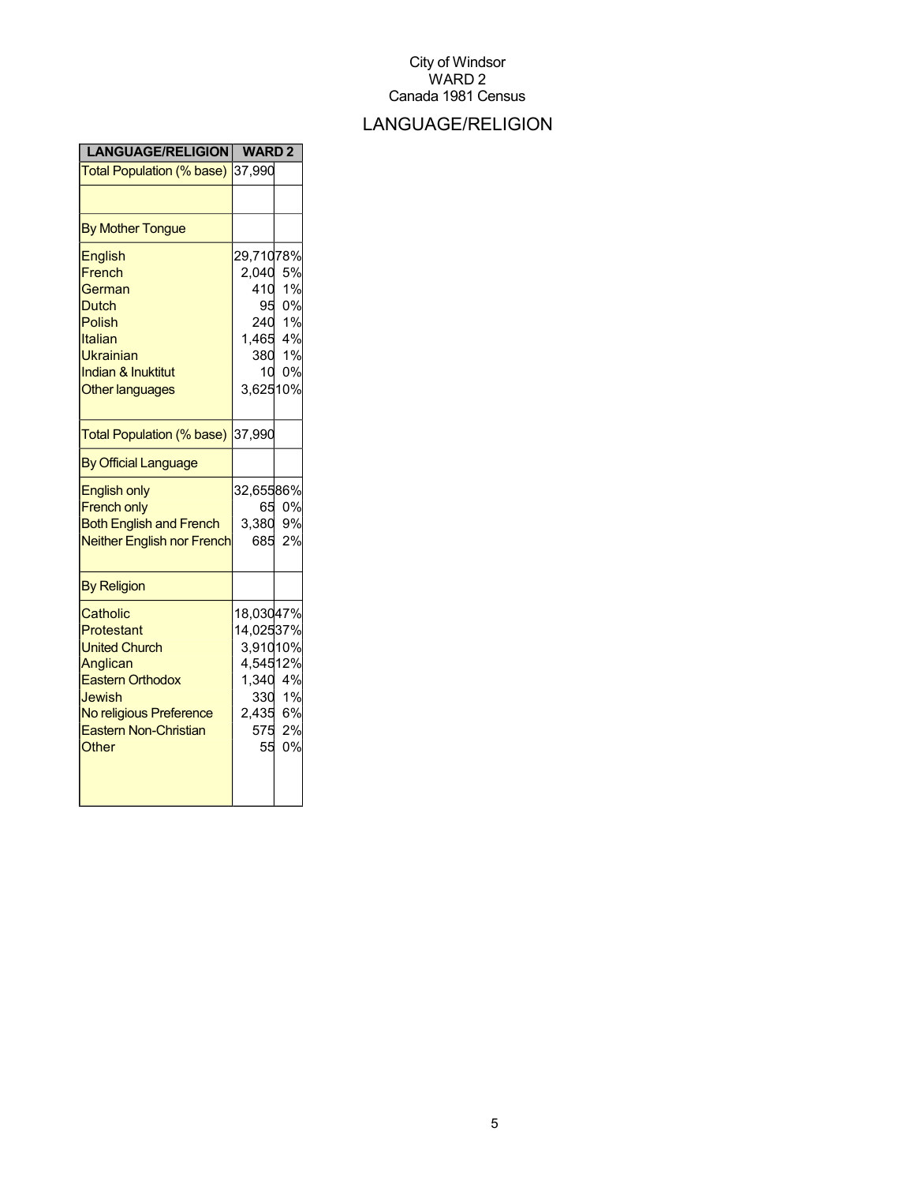City of Windsor
WARD 2
Canada 1981 Census

# LANGUAGE/RELIGION

| LANGUAGE/RELIGION | WARD 2 | |
|---|---|---|
| Total Population (% base) | 37,990 | |
| | | |
| By Mother Tongue | | |
| English | 29,710 | 78% |
| French | 2,040 | 5% |
| German | 410 | 1% |
| Dutch | 95 | 0% |
| Polish | 240 | 1% |
| Italian | 1,465 | 4% |
| Ukrainian | 380 | 1% |
| Indian & Inuktitut | 10 | 0% |
| Other languages | 3,625 | 10% |
| Total Population (% base) | 37,990 | |
| By Official Language | | |
| English only | 32,655 | 86% |
| French only | 65 | 0% |
| Both English and French | 3,380 | 9% |
| Neither English nor French | 685 | 2% |
| By Religion | | |
| Catholic | 18,030 | 47% |
| Protestant | 14,025 | 37% |
| United Church | 3,910 | 10% |
| Anglican | 4,545 | 12% |
| Eastern Orthodox | 1,340 | 4% |
| Jewish | 330 | 1% |
| No religious Preference | 2,435 | 6% |
| Eastern Non-Christian | 575 | 2% |
| Other | 55 | 0% |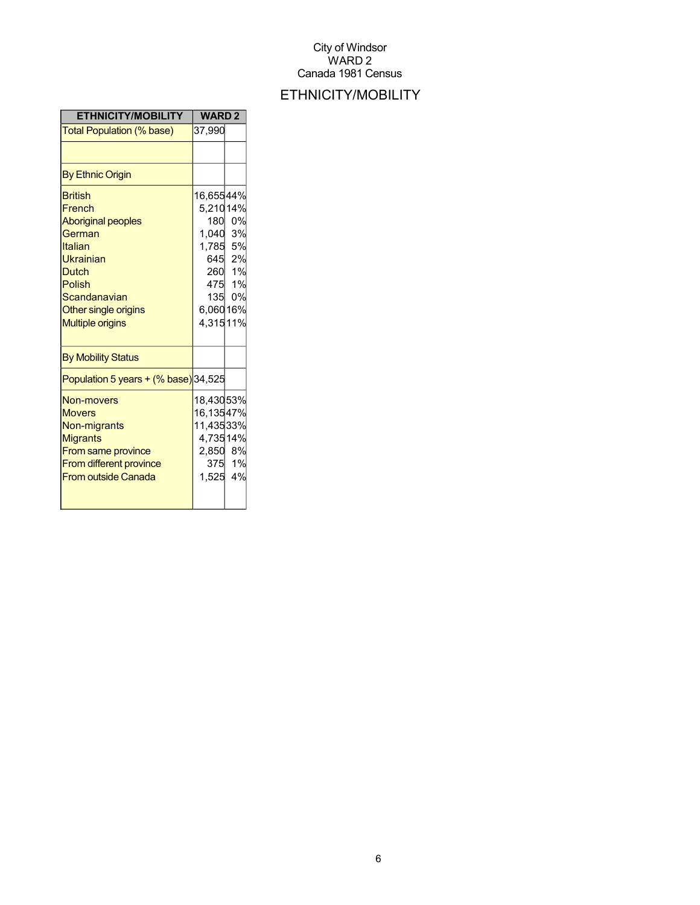City of Windsor
WARD 2
Canada 1981 Census

## ETHNICITY/MOBILITY

| ETHNICITY/MOBILITY | WARD 2 | |
|---|---|---|
| Total Population (% base) | 37,990 | |
| | | |
| By Ethnic Origin | | |
| British | 16,655 | 44% |
| French | 5,210 | 14% |
| Aboriginal peoples | 180 | 0% |
| German | 1,040 | 3% |
| Italian | 1,785 | 5% |
| Ukrainian | 645 | 2% |
| Dutch | 260 | 1% |
| Polish | 475 | 1% |
| Scandanavian | 135 | 0% |
| Other single origins | 6,060 | 16% |
| Multiple origins | 4,315 | 11% |
| By Mobility Status | | |
| Population 5 years + (% base) | 34,525 | |
| Non-movers | 18,430 | 53% |
| Movers | 16,135 | 47% |
| Non-migrants | 11,435 | 33% |
| Migrants | 4,735 | 14% |
| From same province | 2,850 | 8% |
| From different province | 375 | 1% |
| From outside Canada | 1,525 | 4% |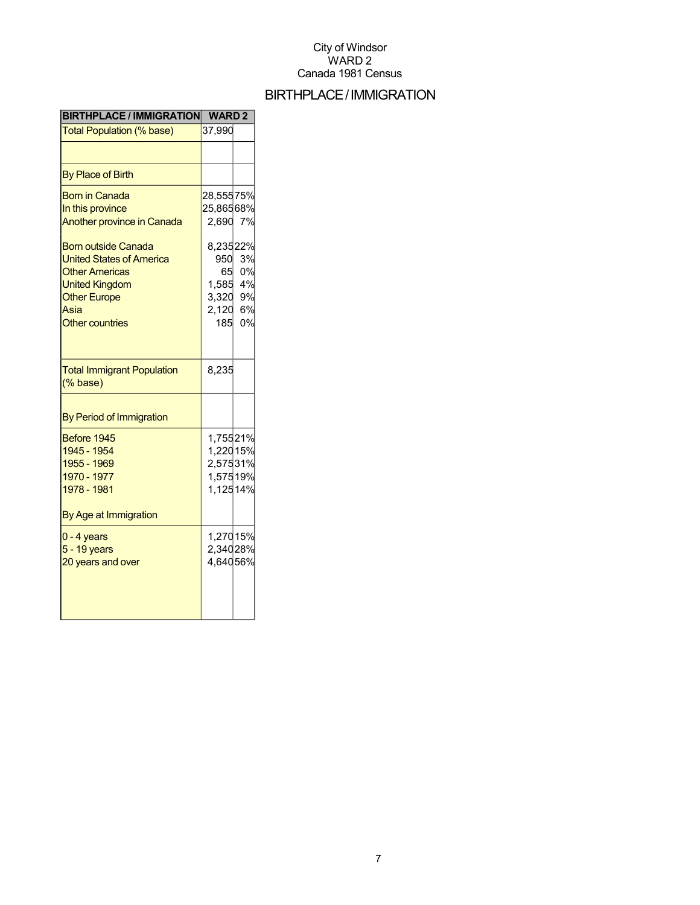City of Windsor
WARD 2
Canada 1981 Census

# BIRTHPLACE / IMMIGRATION

| BIRTHPLACE / IMMIGRATION | WARD 2 | |
|---|---|---|
| Total Population (% base) | 37,990 | |
| | | |
| By Place of Birth | | |
| Born in Canada | 28,555 | 75% |
| In this province | 25,865 | 68% |
| Another province in Canada | 2,690 | 7% |
| Born outside Canada | 8,235 | 22% |
| United States of America | 950 | 3% |
| Other Americas | 65 | 0% |
| United Kingdom | 1,585 | 4% |
| Other Europe | 3,320 | 9% |
| Asia | 2,120 | 6% |
| Other countries | 185 | 0% |
| Total Immigrant Population (% base) | 8,235 | |
| By Period of Immigration | | |
| Before 1945 | 1,755 | 21% |
| 1945 - 1954 | 1,220 | 15% |
| 1955 - 1969 | 2,575 | 31% |
| 1970 - 1977 | 1,575 | 19% |
| 1978 - 1981 | 1,125 | 14% |
| By Age at Immigration | | |
| 0 - 4 years | 1,270 | 15% |
| 5 - 19 years | 2,340 | 28% |
| 20 years and over | 4,640 | 56% |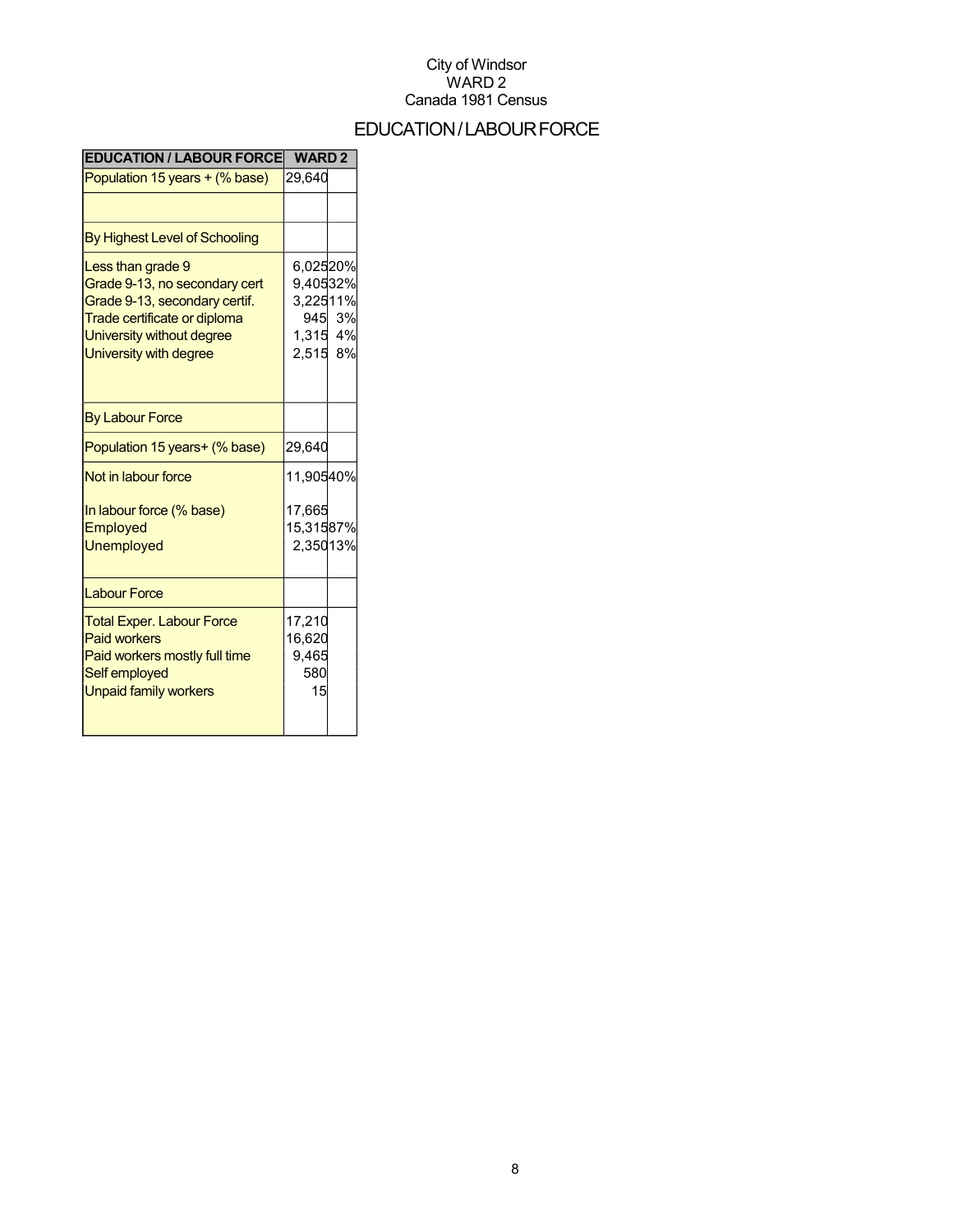City of Windsor
WARD 2
Canada 1981 Census

# EDUCATION / LABOUR FORCE

| EDUCATION / LABOUR FORCE | WARD 2 | |
|---|---|---|
| Population 15 years + (% base) | 29,640 | |
| | | |
| By Highest Level of Schooling | | |
| Less than grade 9 | 6,025 | 20% |
| Grade 9-13, no secondary cert | 9,405 | 32% |
| Grade 9-13, secondary certif. | 3,225 | 11% |
| Trade certificate or diploma | 945 | 3% |
| University without degree | 1,315 | 4% |
| University with degree | 2,515 | 8% |
| By Labour Force | | |
| Population 15 years+ (% base) | 29,640 | |
| Not in labour force | 11,905 | 40% |
| In labour force (% base) | 17,665 | |
| Employed | 15,315 | 87% |
| Unemployed | 2,350 | 13% |
| Labour Force | | |
| Total Exper. Labour Force | 17,210 | |
| Paid workers | 16,620 | |
| Paid workers mostly full time | 9,465 | |
| Self employed | 580 | |
| Unpaid family workers | 15 | |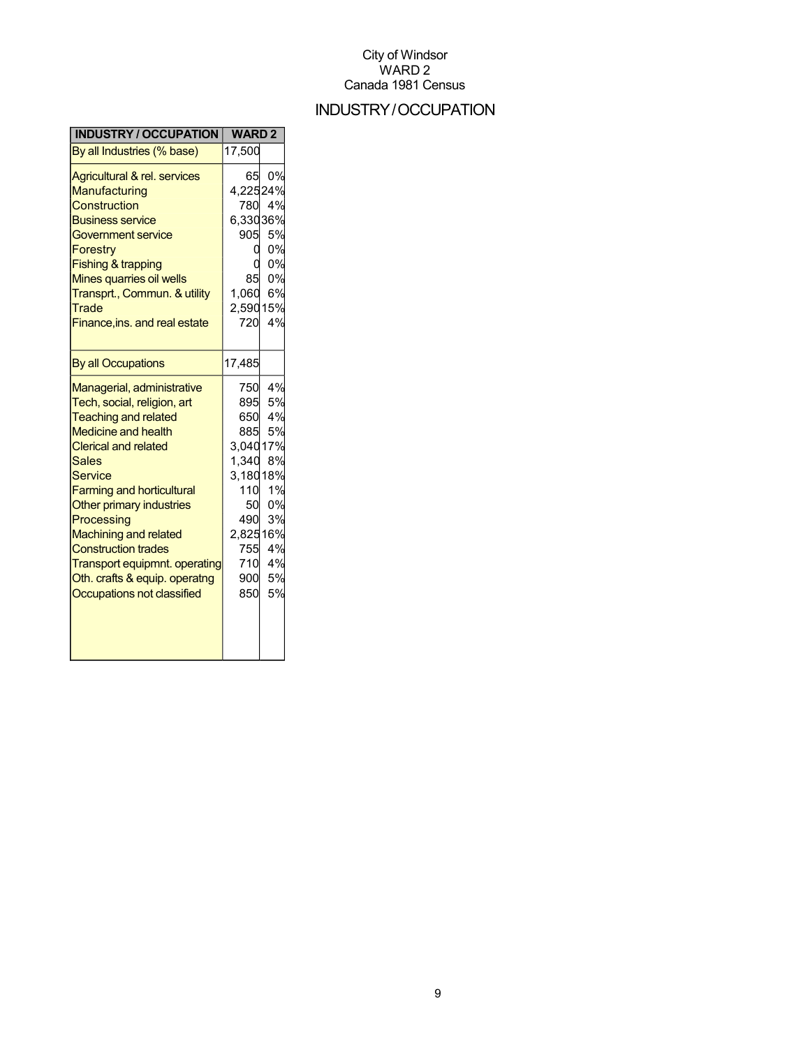City of Windsor
WARD 2
Canada 1981 Census

# INDUSTRY/OCCUPATION

| INDUSTRY / OCCUPATION | WARD 2 | |
|---|---|---|
| By all Industries (% base) | 17,500 | |
| Agricultural & rel. services | 65 | 0% |
| Manufacturing | 4,225 | 24% |
| Construction | 780 | 4% |
| Business service | 6,330 | 36% |
| Government service | 905 | 5% |
| Forestry | 0 | 0% |
| Fishing & trapping | 0 | 0% |
| Mines quarries oil wells | 85 | 0% |
| Transprt., Commun. & utility | 1,060 | 6% |
| Trade | 2,590 | 15% |
| Finance,ins. and real estate | 720 | 4% |
| By all Occupations | 17,485 | |
| Managerial, administrative | 750 | 4% |
| Tech, social, religion, art | 895 | 5% |
| Teaching and related | 650 | 4% |
| Medicine and health | 885 | 5% |
| Clerical and related | 3,040 | 17% |
| Sales | 1,340 | 8% |
| Service | 3,180 | 18% |
| Farming and horticultural | 110 | 1% |
| Other primary industries | 50 | 0% |
| Processing | 490 | 3% |
| Machining and related | 2,825 | 16% |
| Construction trades | 755 | 4% |
| Transport equipmnt. operating | 710 | 4% |
| Oth. crafts & equip. operatng | 900 | 5% |
| Occupations not classified | 850 | 5% |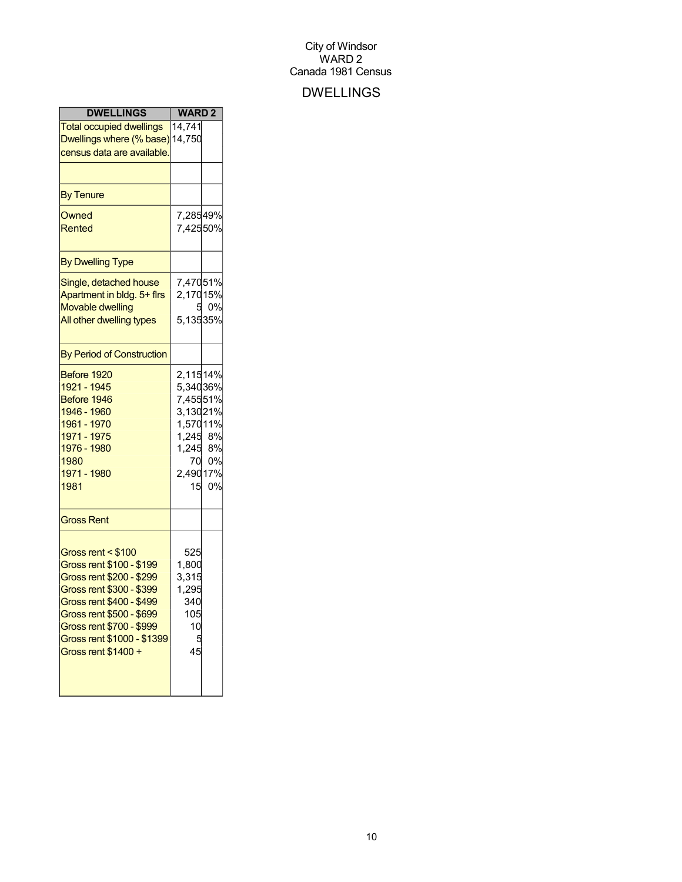City of Windsor
WARD 2
Canada 1981 Census

# DWELLINGS

| DWELLINGS | WARD 2 | |
|---|---|---|
| Total occupied dwellings | 14,741 | |
| Dwellings where (% base) census data are available. | 14,750 | |
| | | |
| By Tenure | | |
| Owned | 7,285 | 49% |
| Rented | 7,425 | 50% |
| By Dwelling Type | | |
| Single, detached house | 7,470 | 51% |
| Apartment in bldg. 5+ flrs | 2,170 | 15% |
| Movable dwelling | 5 | 0% |
| All other dwelling types | 5,135 | 35% |
| By Period of Construction | | |
| Before 1920 | 2,115 | 14% |
| 1921 - 1945 | 5,340 | 36% |
| Before 1946 | 7,455 | 51% |
| 1946 - 1960 | 3,130 | 21% |
| 1961 - 1970 | 1,570 | 11% |
| 1971 - 1975 | 1,245 | 8% |
| 1976 - 1980 | 1,245 | 8% |
| 1980 | 70 | 0% |
| 1971 - 1980 | 2,490 | 17% |
| 1981 | 15 | 0% |
| Gross Rent | | |
| Gross rent < $100 | 525 | |
| Gross rent $100 - $199 | 1,800 | |
| Gross rent $200 - $299 | 3,315 | |
| Gross rent $300 - $399 | 1,295 | |
| Gross rent $400 - $499 | 340 | |
| Gross rent $500 - $699 | 105 | |
| Gross rent $700 - $999 | 10 | |
| Gross rent $1000 - $1399 | 5 | |
| Gross rent $1400 + | 45 | |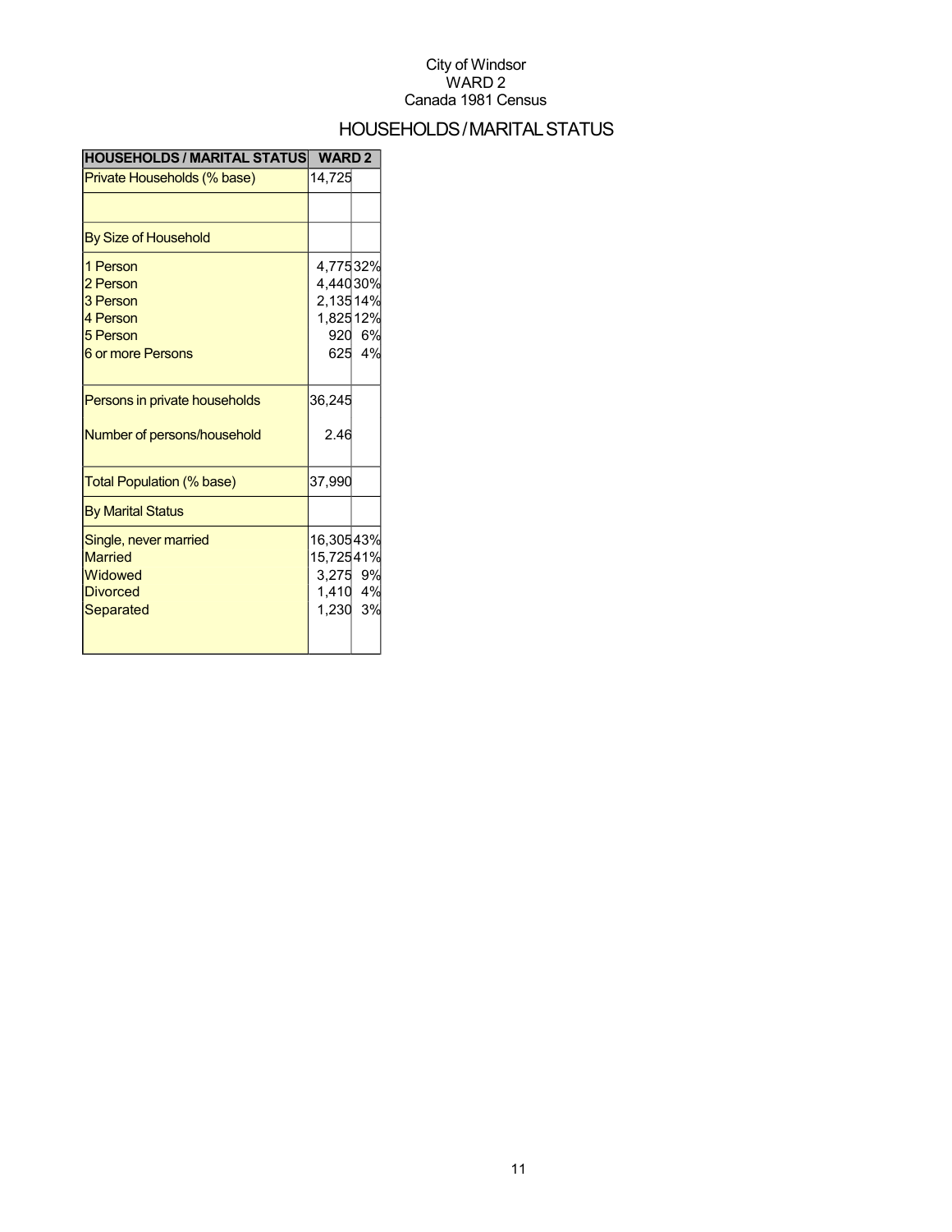City of Windsor
WARD 2
Canada 1981 Census

# HOUSEHOLDS / MARITAL STATUS

| HOUSEHOLDS / MARITAL STATUS | WARD 2 | |
|---|---|---|
| Private Households (% base) | 14,725 | |
| | | |
| By Size of Household | | |
| 1 Person | 4,775 | 32% |
| 2 Person | 4,440 | 30% |
| 3 Person | 2,135 | 14% |
| 4 Person | 1,825 | 12% |
| 5 Person | 920 | 6% |
| 6 or more Persons | 625 | 4% |
| Persons in private households | 36,245 | |
| Number of persons/household | 2.46 | |
| Total Population (% base) | 37,990 | |
| By Marital Status | | |
| Single, never married | 16,305 | 43% |
| Married | 15,725 | 41% |
| Widowed | 3,275 | 9% |
| Divorced | 1,410 | 4% |
| Separated | 1,230 | 3% |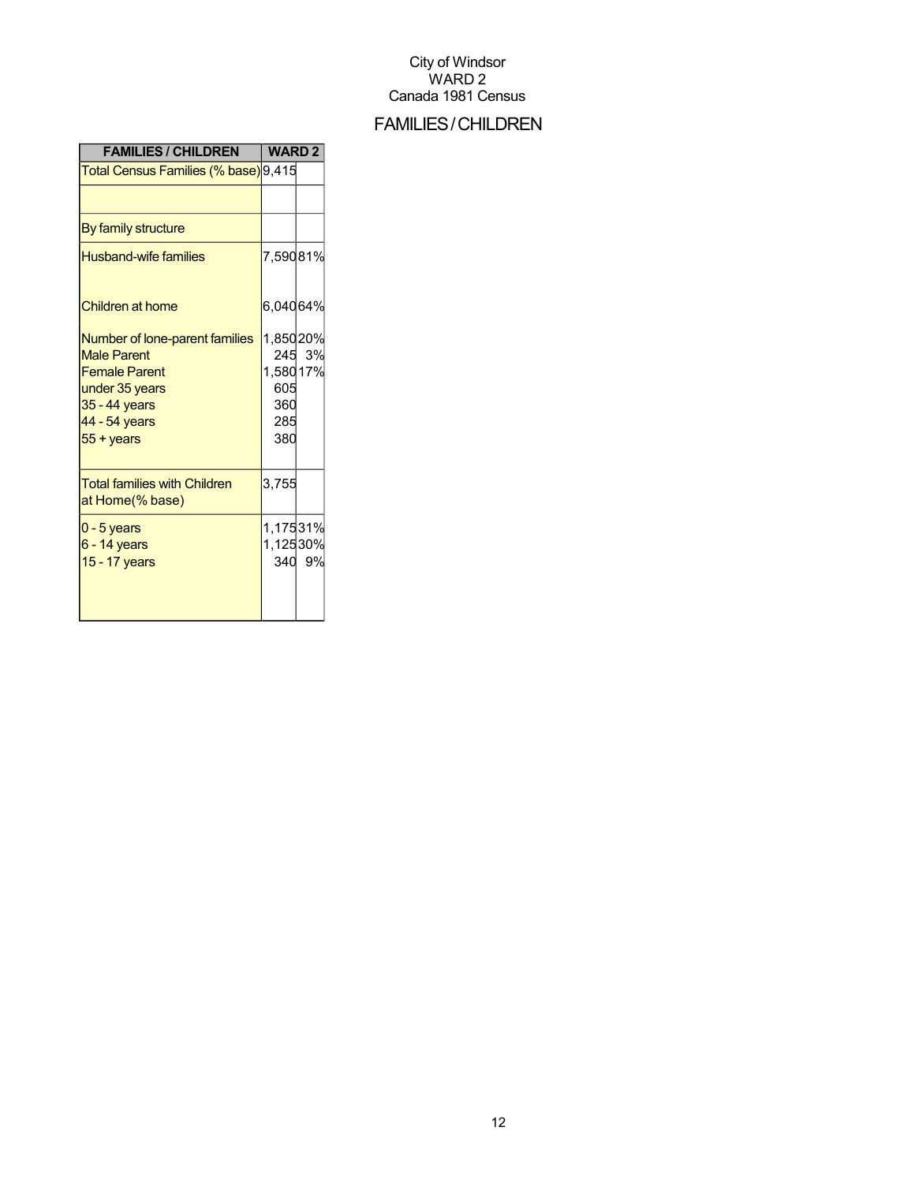City of Windsor
WARD 2
Canada 1981 Census

# FAMILIES / CHILDREN

| FAMILIES / CHILDREN | WARD 2 | |
|---|---|---|
| Total Census Families (% base) | 9,415 | |
| | | |
| By family structure | | |
| Husband-wife families | 7,590 | 81% |
| Children at home | 6,040 | 64% |
| Number of lone-parent families | 1,850 | 20% |
| Male Parent | 245 | 3% |
| Female Parent | 1,580 | 17% |
| under 35 years | 605 | |
| 35 - 44 years | 360 | |
| 44 - 54 years | 285 | |
| 55 + years | 380 | |
| Total families with Children at Home(% base) | 3,755 | |
| 0 - 5 years | 1,175 | 31% |
| 6 - 14 years | 1,125 | 30% |
| 15 - 17 years | 340 | 9% |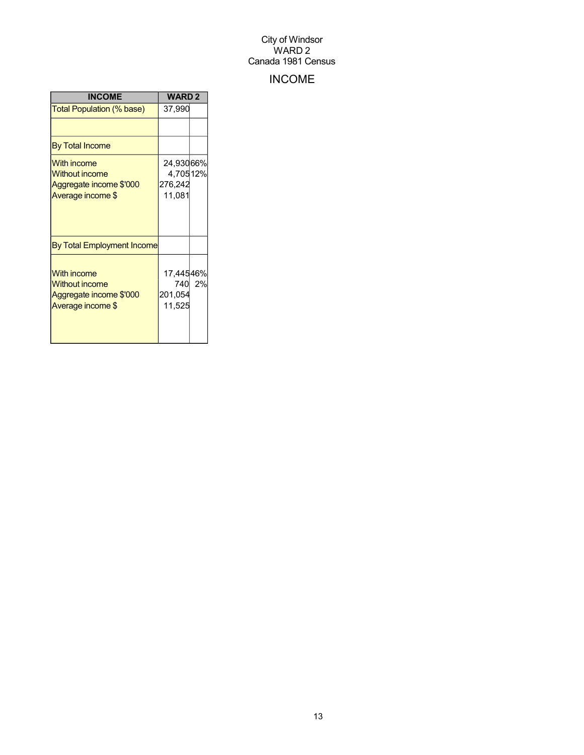City of Windsor
WARD 2
Canada 1981 Census

# INCOME

| INCOME | WARD 2 | |
|---|---|---|
| Total Population (% base) | 37,990 | |
| | | |
| By Total Income | | |
| With income | 24,930 | 66% |
| Without income | 4,705 | 12% |
| Aggregate income $'000 | 276,242 | |
| Average income $ | 11,081 | |
| By Total Employment Income | | |
| With income | 17,445 | 46% |
| Without income | 740 | 2% |
| Aggregate income $'000 | 201,054 | |
| Average income $ | 11,525 | |